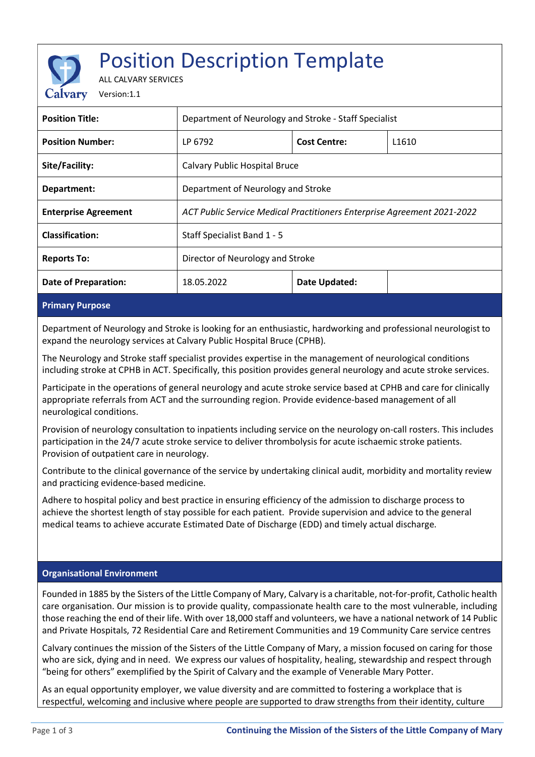# Position Description Template

ALL CALVARY SERVICES

Version:1.1

| Position Title: | Department of Neurology and Stroke - Staff Specialist | | |
|---|---|---|---|
| **Position Number:** | LP 6792 | **Cost Centre:** | L1610 |
| **Site/Facility:** | Calvary Public Hospital Bruce | | |
| **Department:** | Department of Neurology and Stroke | | |
| **Enterprise Agreement** | *ACT Public Service Medical Practitioners Enterprise Agreement 2021-2022* | | |
| **Classification:** | Staff Specialist Band 1 - 5 | | |
| **Reports To:** | Director of Neurology and Stroke | | |
| **Date of Preparation:** | 18.05.2022 | **Date Updated:** | |

## Primary Purpose

Department of Neurology and Stroke is looking for an enthusiastic, hardworking and professional neurologist to expand the neurology services at Calvary Public Hospital Bruce (CPHB).

The Neurology and Stroke staff specialist provides expertise in the management of neurological conditions including stroke at CPHB in ACT. Specifically, this position provides general neurology and acute stroke services.

Participate in the operations of general neurology and acute stroke service based at CPHB and care for clinically appropriate referrals from ACT and the surrounding region. Provide evidence-based management of all neurological conditions.

Provision of neurology consultation to inpatients including service on the neurology on-call rosters. This includes participation in the 24/7 acute stroke service to deliver thrombolysis for acute ischaemic stroke patients. Provision of outpatient care in neurology.

Contribute to the clinical governance of the service by undertaking clinical audit, morbidity and mortality review and practicing evidence-based medicine.

Adhere to hospital policy and best practice in ensuring efficiency of the admission to discharge process to achieve the shortest length of stay possible for each patient. Provide supervision and advice to the general medical teams to achieve accurate Estimated Date of Discharge (EDD) and timely actual discharge.

## Organisational Environment

Founded in 1885 by the Sisters of the Little Company of Mary, Calvary is a charitable, not-for-profit, Catholic health care organisation. Our mission is to provide quality, compassionate health care to the most vulnerable, including those reaching the end of their life. With over 18,000 staff and volunteers, we have a national network of 14 Public and Private Hospitals, 72 Residential Care and Retirement Communities and 19 Community Care service centres

Calvary continues the mission of the Sisters of the Little Company of Mary, a mission focused on caring for those who are sick, dying and in need. We express our values of hospitality, healing, stewardship and respect through "being for others" exemplified by the Spirit of Calvary and the example of Venerable Mary Potter.

As an equal opportunity employer, we value diversity and are committed to fostering a workplace that is respectful, welcoming and inclusive where people are supported to draw strengths from their identity, culture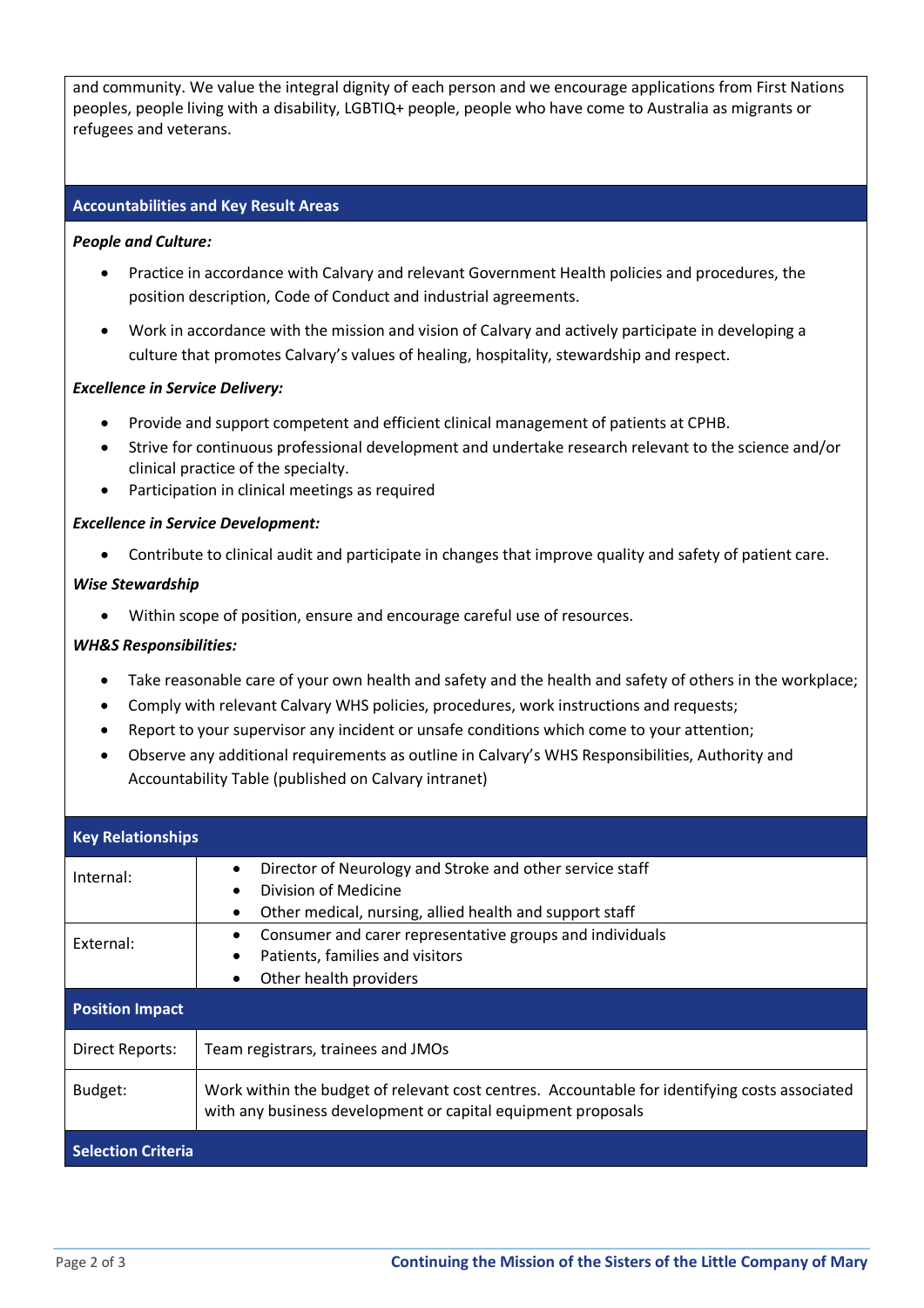and community. We value the integral dignity of each person and we encourage applications from First Nations peoples, people living with a disability, LGBTIQ+ people, people who have come to Australia as migrants or refugees and veterans.

## Accountabilities and Key Result Areas

***People and Culture:***

- Practice in accordance with Calvary and relevant Government Health policies and procedures, the position description, Code of Conduct and industrial agreements.
- Work in accordance with the mission and vision of Calvary and actively participate in developing a culture that promotes Calvary's values of healing, hospitality, stewardship and respect.

***Excellence in Service Delivery:***

- Provide and support competent and efficient clinical management of patients at CPHB.
- Strive for continuous professional development and undertake research relevant to the science and/or clinical practice of the specialty.
- Participation in clinical meetings as required

***Excellence in Service Development:***

- Contribute to clinical audit and participate in changes that improve quality and safety of patient care.

***Wise Stewardship***

- Within scope of position, ensure and encourage careful use of resources.

***WH&S Responsibilities:***

- Take reasonable care of your own health and safety and the health and safety of others in the workplace;
- Comply with relevant Calvary WHS policies, procedures, work instructions and requests;
- Report to your supervisor any incident or unsafe conditions which come to your attention;
- Observe any additional requirements as outline in Calvary's WHS Responsibilities, Authority and Accountability Table (published on Calvary intranet)

## Key Relationships

| | |
|---|---|
| Internal: | • Director of Neurology and Stroke and other service staff<br>• Division of Medicine<br>• Other medical, nursing, allied health and support staff |
| External: | • Consumer and carer representative groups and individuals<br>• Patients, families and visitors<br>• Other health providers |

## Position Impact

| | |
|---|---|
| Direct Reports: | Team registrars, trainees and JMOs |
| Budget: | Work within the budget of relevant cost centres. Accountable for identifying costs associated with any business development or capital equipment proposals |

## Selection Criteria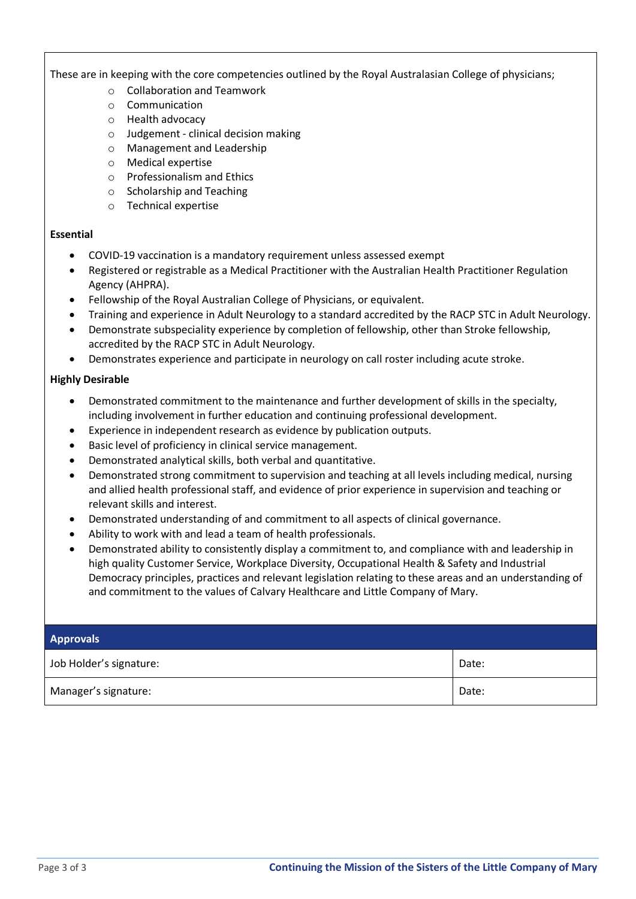These are in keeping with the core competencies outlined by the Royal Australasian College of physicians;

- Collaboration and Teamwork
- Communication
- Health advocacy
- Judgement - clinical decision making
- Management and Leadership
- Medical expertise
- Professionalism and Ethics
- Scholarship and Teaching
- Technical expertise

**Essential**

- COVID-19 vaccination is a mandatory requirement unless assessed exempt
- Registered or registrable as a Medical Practitioner with the Australian Health Practitioner Regulation Agency (AHPRA).
- Fellowship of the Royal Australian College of Physicians, or equivalent.
- Training and experience in Adult Neurology to a standard accredited by the RACP STC in Adult Neurology.
- Demonstrate subspeciality experience by completion of fellowship, other than Stroke fellowship, accredited by the RACP STC in Adult Neurology.
- Demonstrates experience and participate in neurology on call roster including acute stroke.

**Highly Desirable**

- Demonstrated commitment to the maintenance and further development of skills in the specialty, including involvement in further education and continuing professional development.
- Experience in independent research as evidence by publication outputs.
- Basic level of proficiency in clinical service management.
- Demonstrated analytical skills, both verbal and quantitative.
- Demonstrated strong commitment to supervision and teaching at all levels including medical, nursing and allied health professional staff, and evidence of prior experience in supervision and teaching or relevant skills and interest.
- Demonstrated understanding of and commitment to all aspects of clinical governance.
- Ability to work with and lead a team of health professionals.
- Demonstrated ability to consistently display a commitment to, and compliance with and leadership in high quality Customer Service, Workplace Diversity, Occupational Health & Safety and Industrial Democracy principles, practices and relevant legislation relating to these areas and an understanding of and commitment to the values of Calvary Healthcare and Little Company of Mary.

| Approvals | |
| --- | --- |
| Job Holder's signature: | Date: |
| Manager's signature: | Date: |